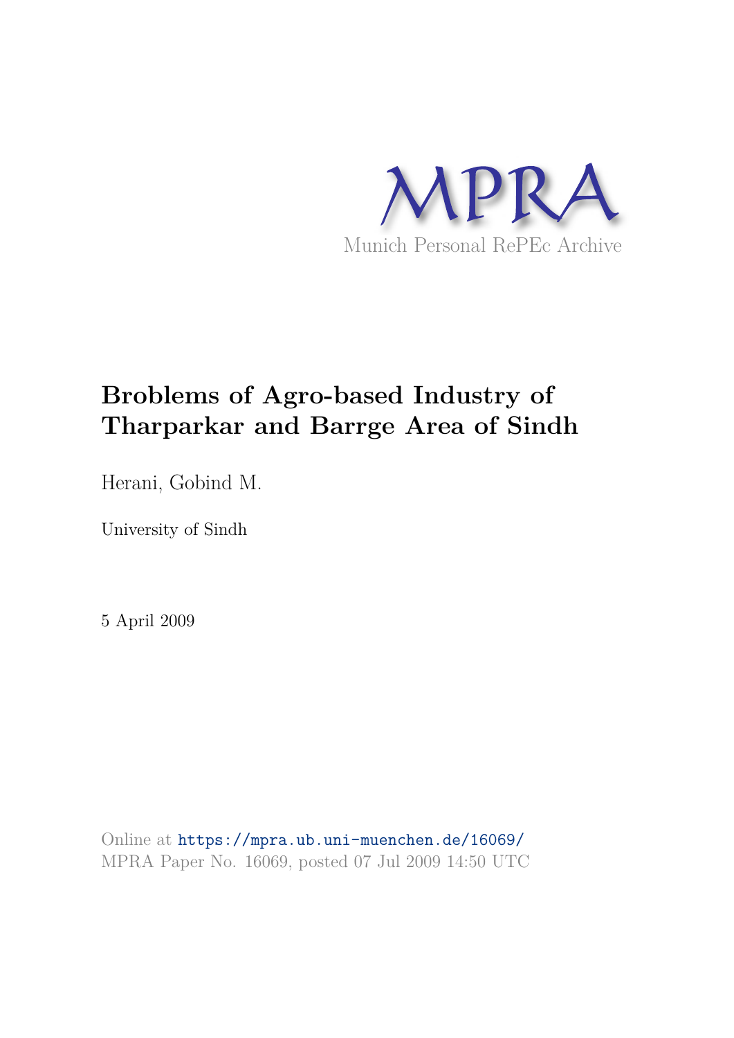MPRA

Munich Personal RePEc Archive

# Broblems of Agro-based Industry of Tharparkar and Barrge Area of Sindh

Herani, Gobind M.

University of Sindh

5 April 2009

Online at https://mpra.ub.uni-muenchen.de/16069/
MPRA Paper No. 16069, posted 07 Jul 2009 14:50 UTC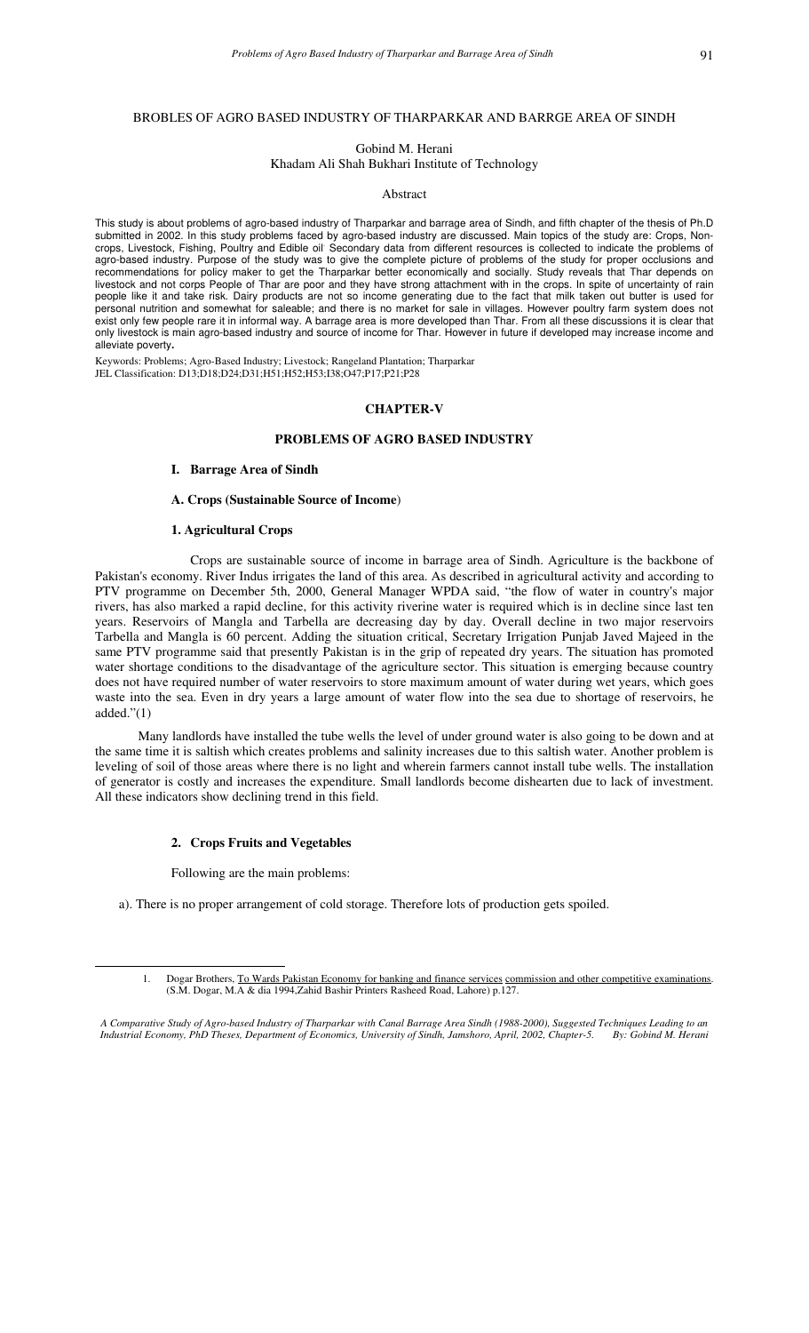# BROBLES OF AGRO BASED INDUSTRY OF THARPARKAR AND BARRGE AREA OF SINDH

Gobind M. Herani
Khadam Ali Shah Bukhari Institute of Technology

## Abstract

This study is about problems of agro-based industry of Tharparkar and barrage area of Sindh, and fifth chapter of the thesis of Ph.D submitted in 2002. In this study problems faced by agro-based industry are discussed. Main topics of the study are: Crops, Non-crops, Livestock, Fishing, Poultry and Edible oil Secondary data from different resources is collected to indicate the problems of agro-based industry. Purpose of the study was to give the complete picture of problems of the study for proper occlusions and recommendations for policy maker to get the Tharparkar better economically and socially. Study reveals that Thar depends on livestock and not corps People of Thar are poor and they have strong attachment with in the crops. In spite of uncertainty of rain people like it and take risk. Dairy products are not so income generating due to the fact that milk taken out butter is used for personal nutrition and somewhat for saleable; and there is no market for sale in villages. However poultry farm system does not exist only few people rare it in informal way. A barrage area is more developed than Thar. From all these discussions it is clear that only livestock is main agro-based industry and source of income for Thar. However in future if developed may increase income and alleviate poverty**.**

Keywords: Problems; Agro-Based Industry; Livestock; Rangeland Plantation; Tharparkar
JEL Classification: D13;D18;D24;D31;H51;H52;H53;I38;O47;P17;P21;P28

## CHAPTER-V

## PROBLEMS OF AGRO BASED INDUSTRY

### I. Barrage Area of Sindh

### A. Crops (Sustainable Source of Income)

#### 1. Agricultural Crops

Crops are sustainable source of income in barrage area of Sindh. Agriculture is the backbone of Pakistan's economy. River Indus irrigates the land of this area. As described in agricultural activity and according to PTV programme on December 5th, 2000, General Manager WPDA said, "the flow of water in country's major rivers, has also marked a rapid decline, for this activity riverine water is required which is in decline since last ten years. Reservoirs of Mangla and Tarbella are decreasing day by day. Overall decline in two major reservoirs Tarbella and Mangla is 60 percent. Adding the situation critical, Secretary Irrigation Punjab Javed Majeed in the same PTV programme said that presently Pakistan is in the grip of repeated dry years. The situation has promoted water shortage conditions to the disadvantage of the agriculture sector. This situation is emerging because country does not have required number of water reservoirs to store maximum amount of water during wet years, which goes waste into the sea. Even in dry years a large amount of water flow into the sea due to shortage of reservoirs, he added."(1)

Many landlords have installed the tube wells the level of under ground water is also going to be down and at the same time it is saltish which creates problems and salinity increases due to this saltish water. Another problem is leveling of soil of those areas where there is no light and wherein farmers cannot install tube wells. The installation of generator is costly and increases the expenditure. Small landlords become dishearten due to lack of investment. All these indicators show declining trend in this field.

#### 2. Crops Fruits and Vegetables

Following are the main problems:

a). There is no proper arrangement of cold storage. Therefore lots of production gets spoiled.

---

1. Dogar Brothers, To Wards Pakistan Economy for banking and finance services commission and other competitive examinations. (S.M. Dogar, M.A & dia 1994,Zahid Bashir Printers Rasheed Road, Lahore) p.127.

*A Comparative Study of Agro-based Industry of Tharparkar with Canal Barrage Area Sindh (1988-2000), Suggested Techniques Leading to an Industrial Economy, PhD Theses, Department of Economics, University of Sindh, Jamshoro, April, 2002, Chapter-5. By: Gobind M. Herani*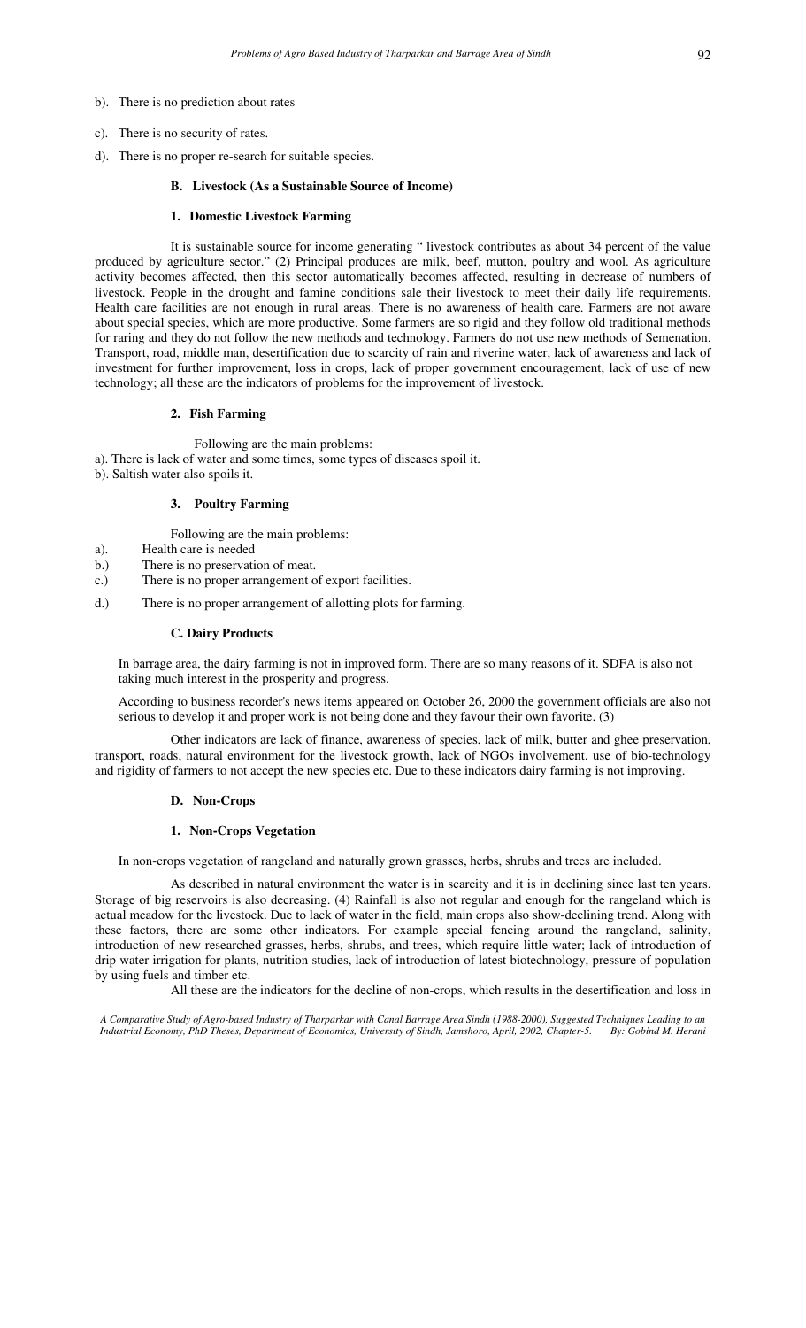b). There is no prediction about rates

c). There is no security of rates.

d). There is no proper re-search for suitable species.

### B. Livestock (As a Sustainable Source of Income)

#### 1. Domestic Livestock Farming

It is sustainable source for income generating " livestock contributes as about 34 percent of the value produced by agriculture sector." (2) Principal produces are milk, beef, mutton, poultry and wool. As agriculture activity becomes affected, then this sector automatically becomes affected, resulting in decrease of numbers of livestock. People in the drought and famine conditions sale their livestock to meet their daily life requirements. Health care facilities are not enough in rural areas. There is no awareness of health care. Farmers are not aware about special species, which are more productive. Some farmers are so rigid and they follow old traditional methods for raring and they do not follow the new methods and technology. Farmers do not use new methods of Semenation. Transport, road, middle man, desertification due to scarcity of rain and riverine water, lack of awareness and lack of investment for further improvement, loss in crops, lack of proper government encouragement, lack of use of new technology; all these are the indicators of problems for the improvement of livestock.

#### 2. Fish Farming

Following are the main problems:

a). There is lack of water and some times, some types of diseases spoil it.

b). Saltish water also spoils it.

#### 3. Poultry Farming

Following are the main problems:

a). Health care is needed

b.) There is no preservation of meat.

c.) There is no proper arrangement of export facilities.

d.) There is no proper arrangement of allotting plots for farming.

### C. Dairy Products

In barrage area, the dairy farming is not in improved form. There are so many reasons of it. SDFA is also not taking much interest in the prosperity and progress.

According to business recorder's news items appeared on October 26, 2000 the government officials are also not serious to develop it and proper work is not being done and they favour their own favorite. (3)

Other indicators are lack of finance, awareness of species, lack of milk, butter and ghee preservation, transport, roads, natural environment for the livestock growth, lack of NGOs involvement, use of bio-technology and rigidity of farmers to not accept the new species etc. Due to these indicators dairy farming is not improving.

### D. Non-Crops

#### 1. Non-Crops Vegetation

In non-crops vegetation of rangeland and naturally grown grasses, herbs, shrubs and trees are included.

As described in natural environment the water is in scarcity and it is in declining since last ten years. Storage of big reservoirs is also decreasing. (4) Rainfall is also not regular and enough for the rangeland which is actual meadow for the livestock. Due to lack of water in the field, main crops also show-declining trend. Along with these factors, there are some other indicators. For example special fencing around the rangeland, salinity, introduction of new researched grasses, herbs, shrubs, and trees, which require little water; lack of introduction of drip water irrigation for plants, nutrition studies, lack of introduction of latest biotechnology, pressure of population by using fuels and timber etc.

All these are the indicators for the decline of non-crops, which results in the desertification and loss in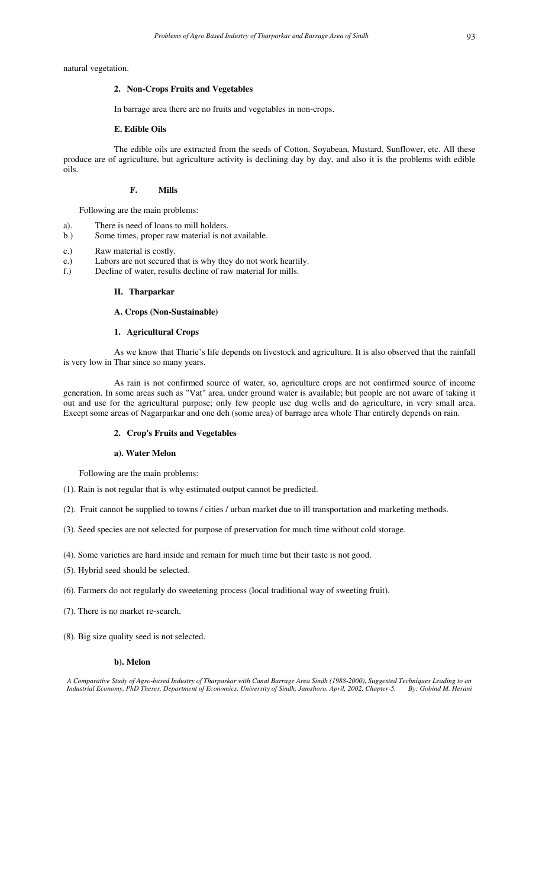natural vegetation.

#### 2. Non-Crops Fruits and Vegetables

In barrage area there are no fruits and vegetables in non-crops.

### E. Edible Oils

The edible oils are extracted from the seeds of Cotton, Soyabean, Mustard, Sunflower, etc. All these produce are of agriculture, but agriculture activity is declining day by day, and also it is the problems with edible oils.

### F. Mills

Following are the main problems:

a). There is need of loans to mill holders.
b.) Some times, proper raw material is not available.
c.) Raw material is costly.
e.) Labors are not secured that is why they do not work heartily.
f.) Decline of water, results decline of raw material for mills.

## II. Tharparkar

### A. Crops (Non-Sustainable)

#### 1. Agricultural Crops

As we know that Tharie's life depends on livestock and agriculture. It is also observed that the rainfall is very low in Thar since so many years.

As rain is not confirmed source of water, so, agriculture crops are not confirmed source of income generation. In some areas such as "Vat" area, under ground water is available; but people are not aware of taking it out and use for the agricultural purpose; only few people use dug wells and do agriculture, in very small area. Except some areas of Nagarparkar and one deh (some area) of barrage area whole Thar entirely depends on rain.

#### 2. Crop's Fruits and Vegetables

##### a). Water Melon

Following are the main problems:

(1). Rain is not regular that is why estimated output cannot be predicted.

(2). Fruit cannot be supplied to towns / cities / urban market due to ill transportation and marketing methods.

(3). Seed species are not selected for purpose of preservation for much time without cold storage.

(4). Some varieties are hard inside and remain for much time but their taste is not good.

(5). Hybrid seed should be selected.

(6). Farmers do not regularly do sweetening process (local traditional way of sweeting fruit).

(7). There is no market re-search.

(8). Big size quality seed is not selected.

##### b). Melon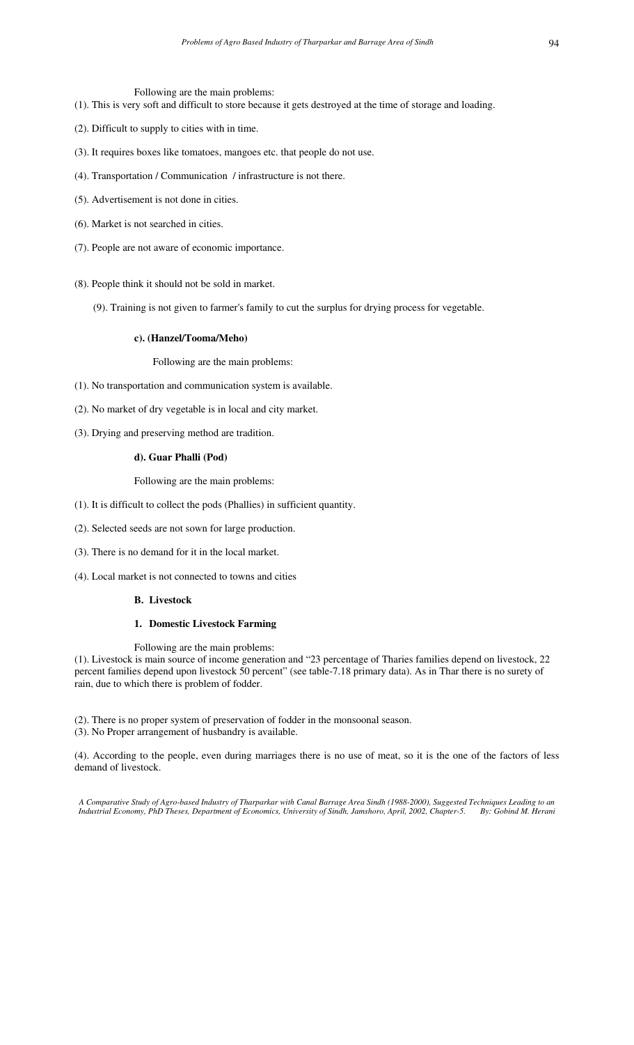Following are the main problems:

(1). This is very soft and difficult to store because it gets destroyed at the time of storage and loading.

(2). Difficult to supply to cities with in time.

(3). It requires boxes like tomatoes, mangoes etc. that people do not use.

(4). Transportation / Communication / infrastructure is not there.

(5). Advertisement is not done in cities.

(6). Market is not searched in cities.

(7). People are not aware of economic importance.

(8). People think it should not be sold in market.

(9). Training is not given to farmer's family to cut the surplus for drying process for vegetable.

**c). (Hanzel/Tooma/Meho)**

Following are the main problems:

(1). No transportation and communication system is available.

(2). No market of dry vegetable is in local and city market.

(3). Drying and preserving method are tradition.

**d). Guar Phalli (Pod)**

Following are the main problems:

(1). It is difficult to collect the pods (Phallies) in sufficient quantity.

(2). Selected seeds are not sown for large production.

(3). There is no demand for it in the local market.

(4). Local market is not connected to towns and cities

**B. Livestock**

**1. Domestic Livestock Farming**

Following are the main problems:

(1). Livestock is main source of income generation and "23 percentage of Tharies families depend on livestock, 22 percent families depend upon livestock 50 percent" (see table-7.18 primary data). As in Thar there is no surety of rain, due to which there is problem of fodder.

(2). There is no proper system of preservation of fodder in the monsoonal season.

(3). No Proper arrangement of husbandry is available.

(4). According to the people, even during marriages there is no use of meat, so it is the one of the factors of less demand of livestock.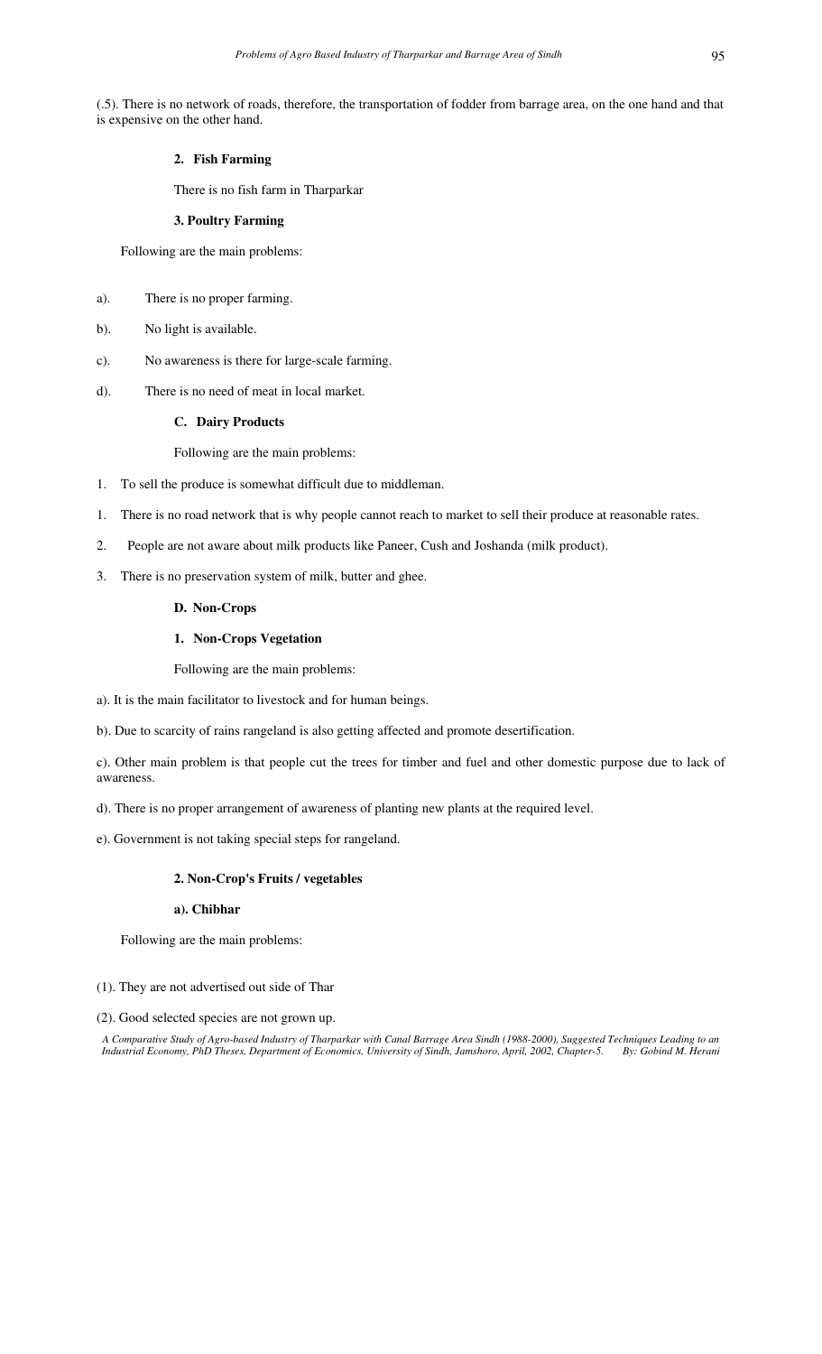(.5). There is no network of roads, therefore, the transportation of fodder from barrage area, on the one hand and that is expensive on the other hand.

**2. Fish Farming**

There is no fish farm in Tharparkar

**3. Poultry Farming**

Following are the main problems:

a). There is no proper farming.

b). No light is available.

c). No awareness is there for large-scale farming.

d). There is no need of meat in local market.

**C. Dairy Products**

Following are the main problems:

1. To sell the produce is somewhat difficult due to middleman.

1. There is no road network that is why people cannot reach to market to sell their produce at reasonable rates.

2. People are not aware about milk products like Paneer, Cush and Joshanda (milk product).

3. There is no preservation system of milk, butter and ghee.

**D. Non-Crops**

**1. Non-Crops Vegetation**

Following are the main problems:

a). It is the main facilitator to livestock and for human beings.

b). Due to scarcity of rains rangeland is also getting affected and promote desertification.

c). Other main problem is that people cut the trees for timber and fuel and other domestic purpose due to lack of awareness.

d). There is no proper arrangement of awareness of planting new plants at the required level.

e). Government is not taking special steps for rangeland.

**2. Non-Crop's Fruits / vegetables**

**a). Chibhar**

Following are the main problems:

(1). They are not advertised out side of Thar

(2). Good selected species are not grown up.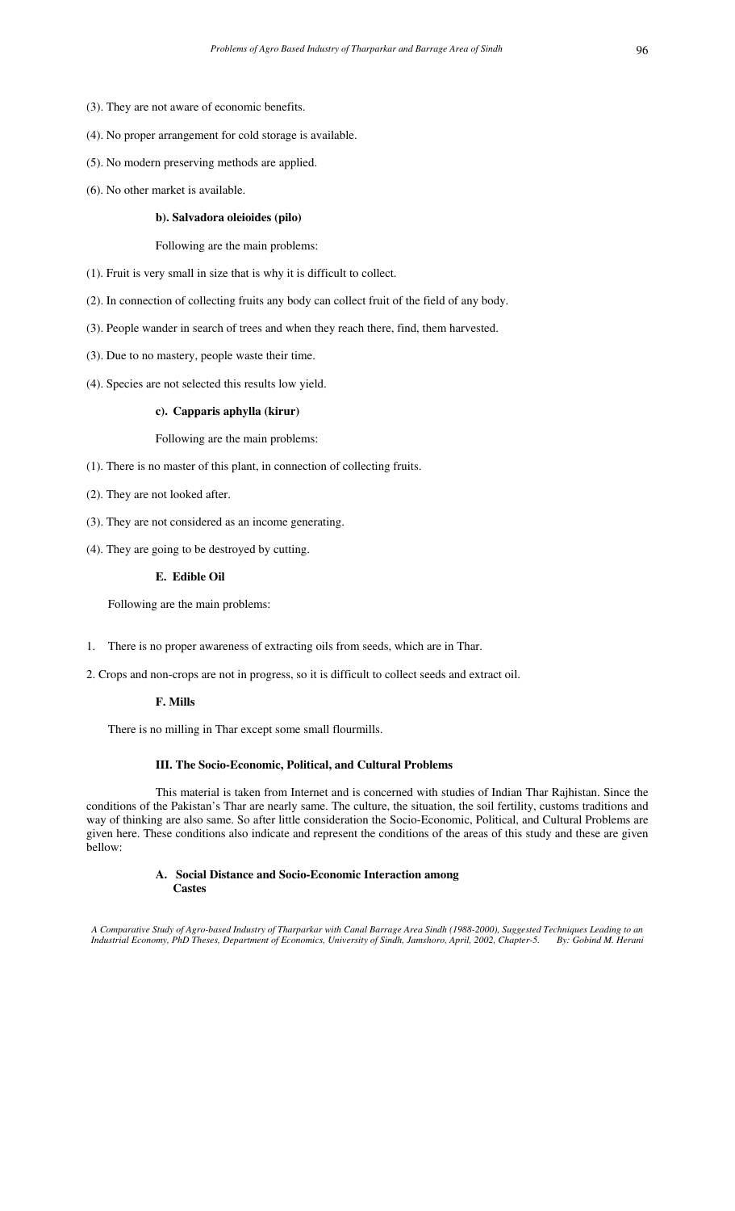(3). They are not aware of economic benefits.

(4). No proper arrangement for cold storage is available.

(5). No modern preserving methods are applied.

(6). No other market is available.

**b). Salvadora oleioides (pilo)**

Following are the main problems:

(1). Fruit is very small in size that is why it is difficult to collect.

(2). In connection of collecting fruits any body can collect fruit of the field of any body.

(3). People wander in search of trees and when they reach there, find, them harvested.

(3). Due to no mastery, people waste their time.

(4). Species are not selected this results low yield.

**c). Capparis aphylla (kirur)**

Following are the main problems:

(1). There is no master of this plant, in connection of collecting fruits.

(2). They are not looked after.

(3). They are not considered as an income generating.

(4). They are going to be destroyed by cutting.

**E. Edible Oil**

Following are the main problems:

1. There is no proper awareness of extracting oils from seeds, which are in Thar.
2. Crops and non-crops are not in progress, so it is difficult to collect seeds and extract oil.

**F. Mills**

There is no milling in Thar except some small flourmills.

**III. The Socio-Economic, Political, and Cultural Problems**

This material is taken from Internet and is concerned with studies of Indian Thar Rajhistan. Since the conditions of the Pakistan's Thar are nearly same. The culture, the situation, the soil fertility, customs traditions and way of thinking are also same. So after little consideration the Socio-Economic, Political, and Cultural Problems are given here. These conditions also indicate and represent the conditions of the areas of this study and these are given bellow:

**A. Social Distance and Socio-Economic Interaction among Castes**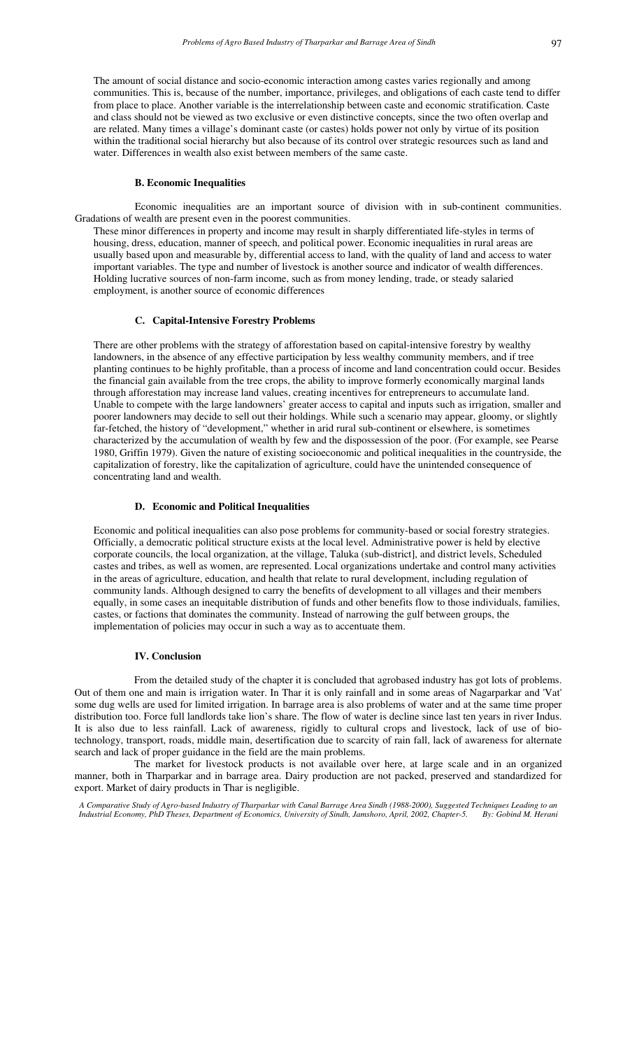The amount of social distance and socio-economic interaction among castes varies regionally and among communities. This is, because of the number, importance, privileges, and obligations of each caste tend to differ from place to place. Another variable is the interrelationship between caste and economic stratification. Caste and class should not be viewed as two exclusive or even distinctive concepts, since the two often overlap and are related. Many times a village's dominant caste (or castes) holds power not only by virtue of its position within the traditional social hierarchy but also because of its control over strategic resources such as land and water. Differences in wealth also exist between members of the same caste.

### B. Economic Inequalities

Economic inequalities are an important source of division with in sub-continent communities. Gradations of wealth are present even in the poorest communities.

These minor differences in property and income may result in sharply differentiated life-styles in terms of housing, dress, education, manner of speech, and political power. Economic inequalities in rural areas are usually based upon and measurable by, differential access to land, with the quality of land and access to water important variables. The type and number of livestock is another source and indicator of wealth differences. Holding lucrative sources of non-farm income, such as from money lending, trade, or steady salaried employment, is another source of economic differences

### C. Capital-Intensive Forestry Problems

There are other problems with the strategy of afforestation based on capital-intensive forestry by wealthy landowners, in the absence of any effective participation by less wealthy community members, and if tree planting continues to be highly profitable, than a process of income and land concentration could occur. Besides the financial gain available from the tree crops, the ability to improve formerly economically marginal lands through afforestation may increase land values, creating incentives for entrepreneurs to accumulate land. Unable to compete with the large landowners' greater access to capital and inputs such as irrigation, smaller and poorer landowners may decide to sell out their holdings. While such a scenario may appear, gloomy, or slightly far-fetched, the history of "development," whether in arid rural sub-continent or elsewhere, is sometimes characterized by the accumulation of wealth by few and the dispossession of the poor. (For example, see Pearse 1980, Griffin 1979). Given the nature of existing socioeconomic and political inequalities in the countryside, the capitalization of forestry, like the capitalization of agriculture, could have the unintended consequence of concentrating land and wealth.

### D. Economic and Political Inequalities

Economic and political inequalities can also pose problems for community-based or social forestry strategies. Officially, a democratic political structure exists at the local level. Administrative power is held by elective corporate councils, the local organization, at the village, Taluka (sub-district], and district levels, Scheduled castes and tribes, as well as women, are represented. Local organizations undertake and control many activities in the areas of agriculture, education, and health that relate to rural development, including regulation of community lands. Although designed to carry the benefits of development to all villages and their members equally, in some cases an inequitable distribution of funds and other benefits flow to those individuals, families, castes, or factions that dominates the community. Instead of narrowing the gulf between groups, the implementation of policies may occur in such a way as to accentuate them.

## IV. Conclusion

From the detailed study of the chapter it is concluded that agrobased industry has got lots of problems. Out of them one and main is irrigation water. In Thar it is only rainfall and in some areas of Nagarparkar and 'Vat' some dug wells are used for limited irrigation. In barrage area is also problems of water and at the same time proper distribution too. Force full landlords take lion's share. The flow of water is decline since last ten years in river Indus. It is also due to less rainfall. Lack of awareness, rigidly to cultural crops and livestock, lack of use of bio-technology, transport, roads, middle main, desertification due to scarcity of rain fall, lack of awareness for alternate search and lack of proper guidance in the field are the main problems.

The market for livestock products is not available over here, at large scale and in an organized manner, both in Tharparkar and in barrage area. Dairy production are not packed, preserved and standardized for export. Market of dairy products in Thar is negligible.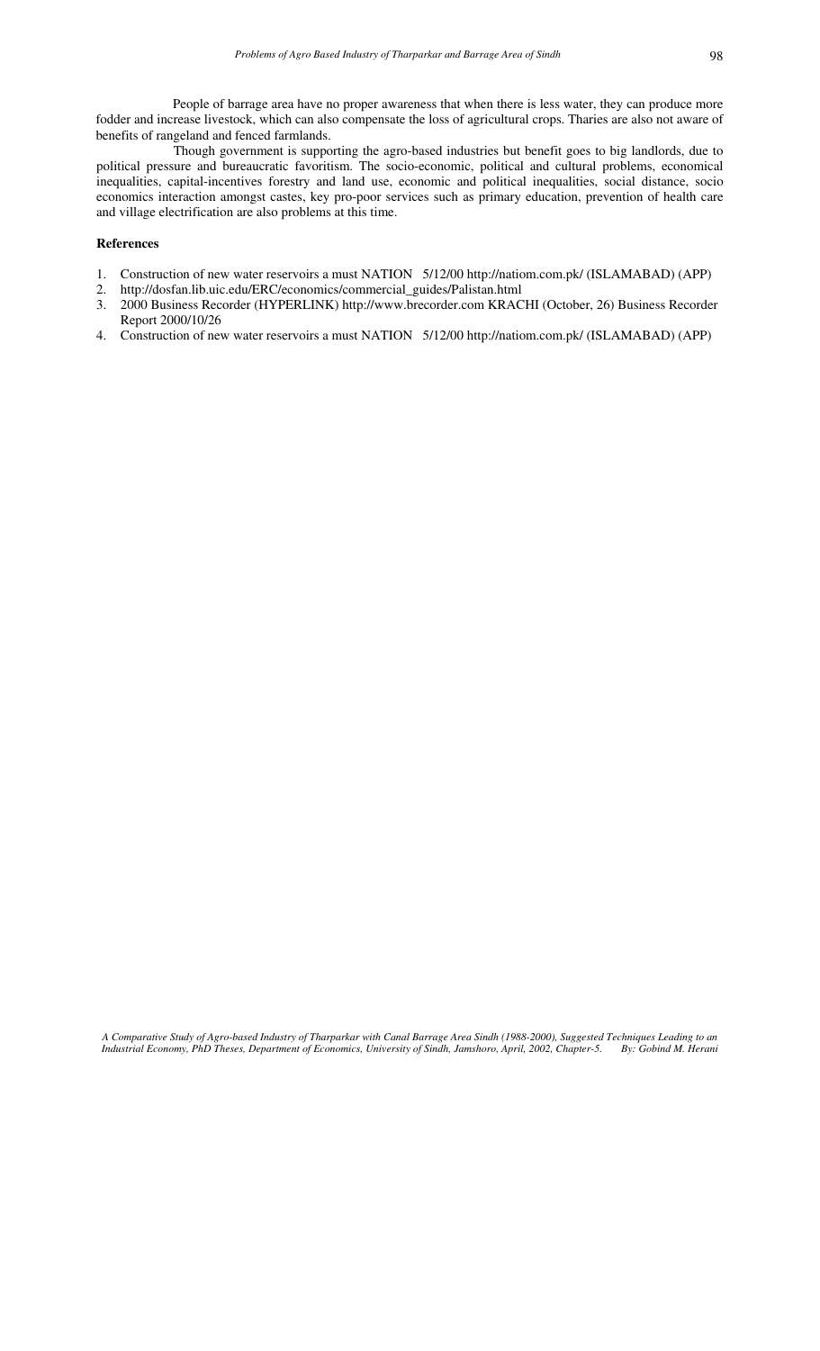People of barrage area have no proper awareness that when there is less water, they can produce more fodder and increase livestock, which can also compensate the loss of agricultural crops. Tharies are also not aware of benefits of rangeland and fenced farmlands.

Though government is supporting the agro-based industries but benefit goes to big landlords, due to political pressure and bureaucratic favoritism. The socio-economic, political and cultural problems, economical inequalities, capital-incentives forestry and land use, economic and political inequalities, social distance, socio economics interaction amongst castes, key pro-poor services such as primary education, prevention of health care and village electrification are also problems at this time.

**References**

1. Construction of new water reservoirs a must NATION 5/12/00 http://natiom.com.pk/ (ISLAMABAD) (APP)
2. http://dosfan.lib.uic.edu/ERC/economics/commercial_guides/Palistan.html
3. 2000 Business Recorder (HYPERLINK) http://www.brecorder.com KRACHI (October, 26) Business Recorder Report 2000/10/26
4. Construction of new water reservoirs a must NATION 5/12/00 http://natiom.com.pk/ (ISLAMABAD) (APP)